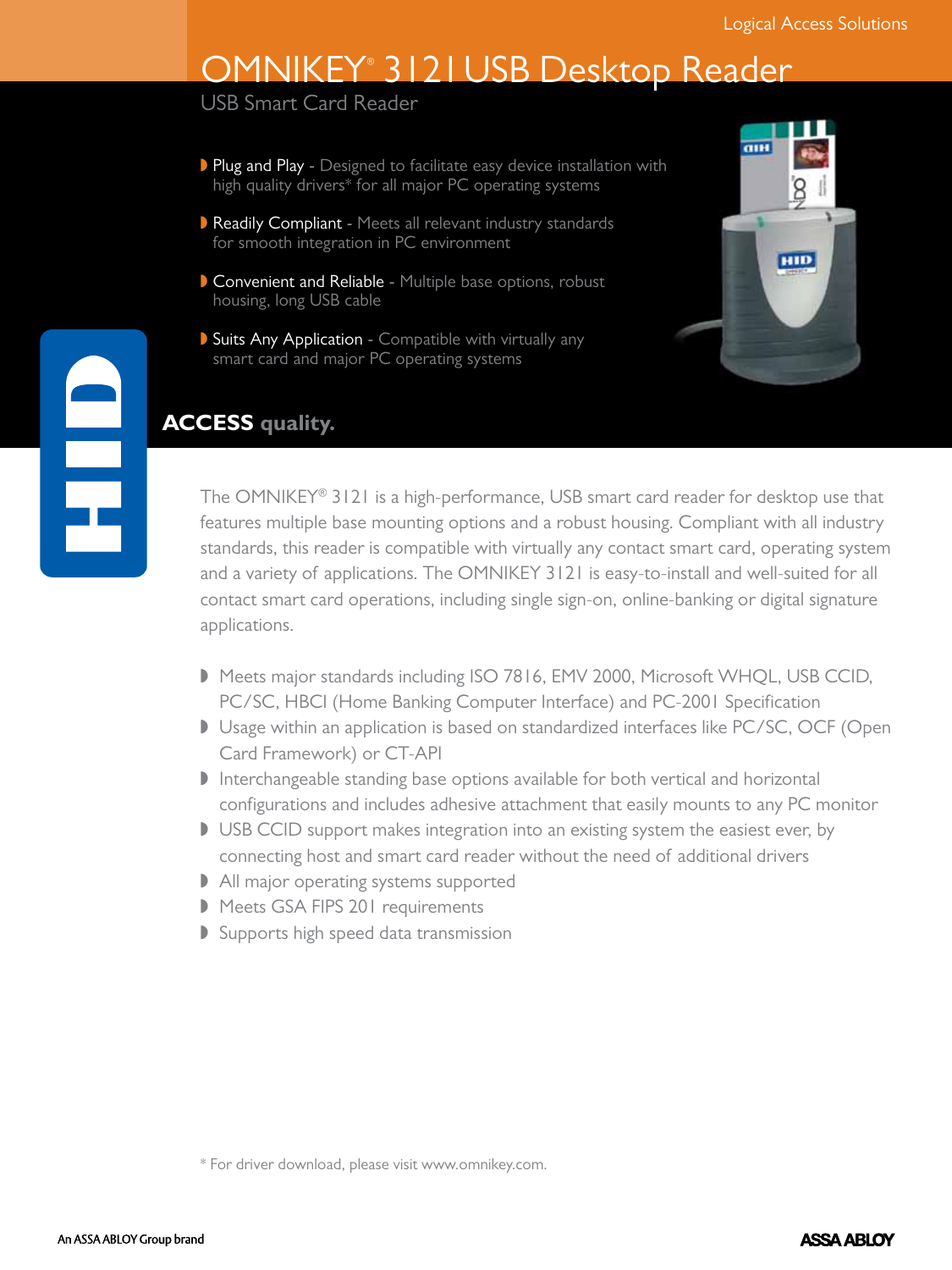Logical Access Solutions

# OMNIKEY® 3121 USB Desktop Reader

## USB Smart Card Reader

- **Plug and Play** - Designed to facilitate easy device installation with high quality drivers* for all major PC operating systems
- **Readily Compliant** - Meets all relevant industry standards for smooth integration in PC environment
- **Convenient and Reliable** - Multiple base options, robust housing, long USB cable
- **Suits Any Application** - Compatible with virtually any smart card and major PC operating systems

**ACCESS quality.**

The OMNIKEY® 3121 is a high-performance, USB smart card reader for desktop use that features multiple base mounting options and a robust housing. Compliant with all industry standards, this reader is compatible with virtually any contact smart card, operating system and a variety of applications. The OMNIKEY 3121 is easy-to-install and well-suited for all contact smart card operations, including single sign-on, online-banking or digital signature applications.

- Meets major standards including ISO 7816, EMV 2000, Microsoft WHQL, USB CCID, PC/SC, HBCI (Home Banking Computer Interface) and PC-2001 Specification
- Usage within an application is based on standardized interfaces like PC/SC, OCF (Open Card Framework) or CT-API
- Interchangeable standing base options available for both vertical and horizontal configurations and includes adhesive attachment that easily mounts to any PC monitor
- USB CCID support makes integration into an existing system the easiest ever, by connecting host and smart card reader without the need of additional drivers
- All major operating systems supported
- Meets GSA FIPS 201 requirements
- Supports high speed data transmission

\* For driver download, please visit www.omnikey.com.

An ASSA ABLOY Group brand

ASSA ABLOY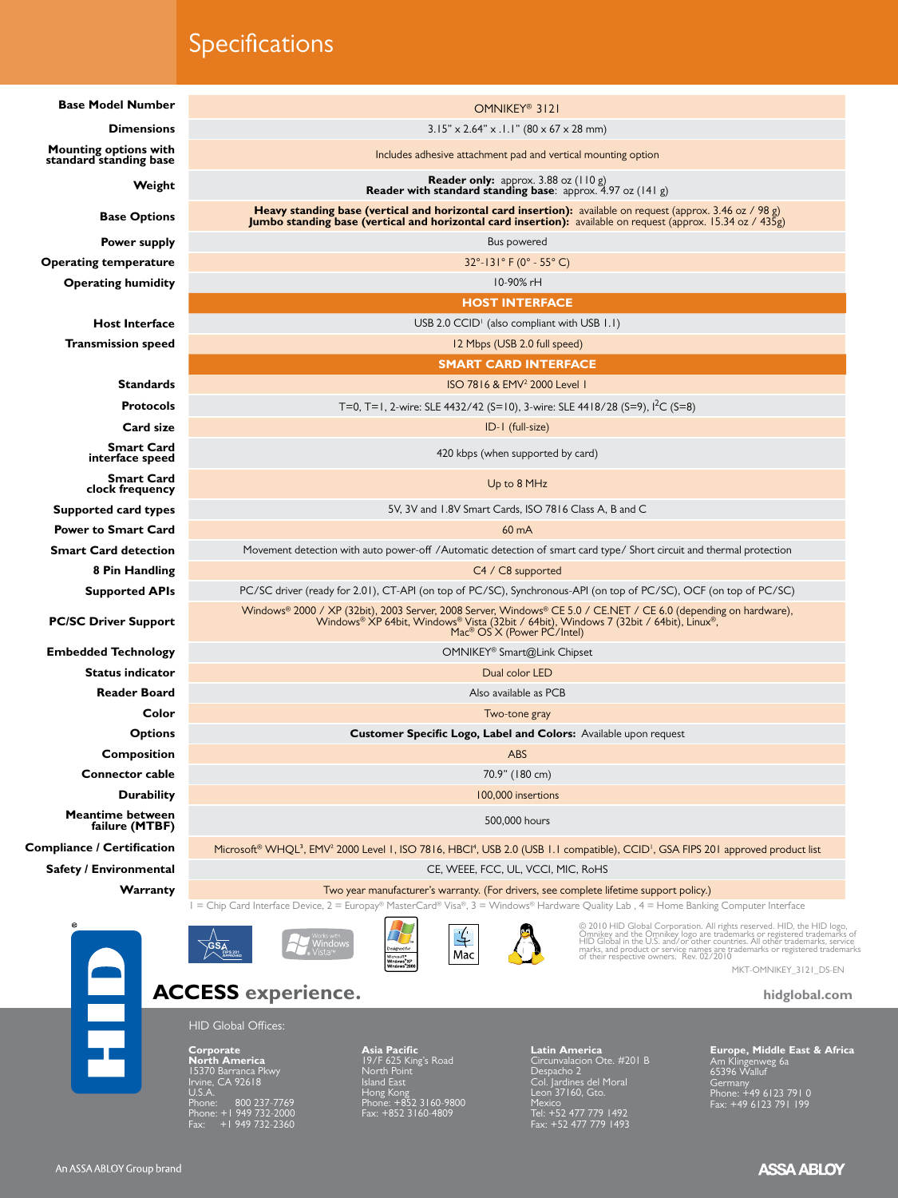# Specifications

| | |
|---|---|
| **Base Model Number** | OMNIKEY® 3121 |
| **Dimensions** | 3.15" x 2.64" x .1.1" (80 x 67 x 28 mm) |
| **Mounting options with standard standing base** | Includes adhesive attachment pad and vertical mounting option |
| **Weight** | **Reader only:** approx. 3.88 oz (110 g)<br>**Reader with standard standing base**: approx. 4.97 oz (141 g) |
| **Base Options** | **Heavy standing base (vertical and horizontal card insertion):** available on request (approx. 3.46 oz / 98 g)<br>**Jumbo standing base (vertical and horizontal card insertion):** available on request (approx. 15.34 oz / 435g) |
| **Power supply** | Bus powered |
| **Operating temperature** | 32°-131° F (0° - 55° C) |
| **Operating humidity** | 10-90% rH |
| | **HOST INTERFACE** |
| **Host Interface** | USB 2.0 CCID[1] (also compliant with USB 1.1) |
| **Transmission speed** | 12 Mbps (USB 2.0 full speed) |
| | **SMART CARD INTERFACE** |
| **Standards** | ISO 7816 & EMV[2] 2000 Level 1 |
| **Protocols** | T=0, T=1, 2-wire: SLE 4432/42 (S=10), 3-wire: SLE 4418/28 (S=9), $I^2C$ (S=8) |
| **Card size** | ID-1 (full-size) |
| **Smart Card interface speed** | 420 kbps (when supported by card) |
| **Smart Card clock frequency** | Up to 8 MHz |
| **Supported card types** | 5V, 3V and 1.8V Smart Cards, ISO 7816 Class A, B and C |
| **Power to Smart Card** | 60 mA |
| **Smart Card detection** | Movement detection with auto power-off / Automatic detection of smart card type/ Short circuit and thermal protection |
| **8 Pin Handling** | C4 / C8 supported |
| **Supported APIs** | PC/SC driver (ready for 2.01), CT-API (on top of PC/SC), Synchronous-API (on top of PC/SC), OCF (on top of PC/SC) |
| **PC/SC Driver Support** | Windows® 2000 / XP (32bit), 2003 Server, 2008 Server, Windows® CE 5.0 / CE.NET / CE 6.0 (depending on hardware), Windows® XP 64bit, Windows® Vista (32bit / 64bit), Windows 7 (32bit / 64bit), Linux®, Mac® OS X (Power PC/Intel) |
| **Embedded Technology** | OMNIKEY® Smart@Link Chipset |
| **Status indicator** | Dual color LED |
| **Reader Board** | Also available as PCB |
| **Color** | Two-tone gray |
| **Options** | **Customer Specific Logo, Label and Colors:** Available upon request |
| **Composition** | ABS |
| **Connector cable** | 70.9" (180 cm) |
| **Durability** | 100,000 insertions |
| **Meantime between failure (MTBF)** | 500,000 hours |
| **Compliance / Certification** | Microsoft® WHQL[3], EMV[2] 2000 Level 1, ISO 7816, HBCI[4], USB 2.0 (USB 1.1 compatible), CCID[1], GSA FIPS 201 approved product list |
| **Safety / Environmental** | CE, WEEE, FCC, UL, VCCI, MIC, RoHS |
| **Warranty** | Two year manufacturer's warranty. (For drivers, see complete lifetime support policy.) |

1 = Chip Card Interface Device, 2 = Europay® MasterCard® Visa®, 3 = Windows® Hardware Quality Lab , 4 = Home Banking Computer Interface

© 2010 HID Global Corporation. All rights reserved. HID, the HID logo, Omnikey and the Omnikey logo are trademarks or registered trademarks of HID Global in the U.S. and/or other countries. All other trademarks, service marks, and product or service names are trademarks or registered trademarks of their respective owners. Rev. 02/2010

MKT-OMNIKEY_3121_DS-EN

**ACCESS experience.**

hidglobal.com

HID Global Offices:

**Corporate North America**
15370 Barranca Pkwy
Irvine, CA 92618
U.S.A.
Phone: 800 237-7769
Phone: +1 949 732-2000
Fax: +1 949 732-2360

**Asia Pacific**
19/F 625 King's Road
North Point
Island East
Hong Kong
Phone: +852 3160-9800
Fax: +852 3160-4809

**Latin America**
Circunvalacion Ote. #201 B
Despacho 2
Col. Jardines del Moral
Leon 37160, Gto.
Mexico
Tel: +52 477 779 1492
Fax: +52 477 779 1493

**Europe, Middle East & Africa**
Am Klingenweg 6a
65396 Walluf
Germany
Phone: +49 6123 791 0
Fax: +49 6123 791 199

An ASSA ABLOY Group brand

ASSA ABLOY